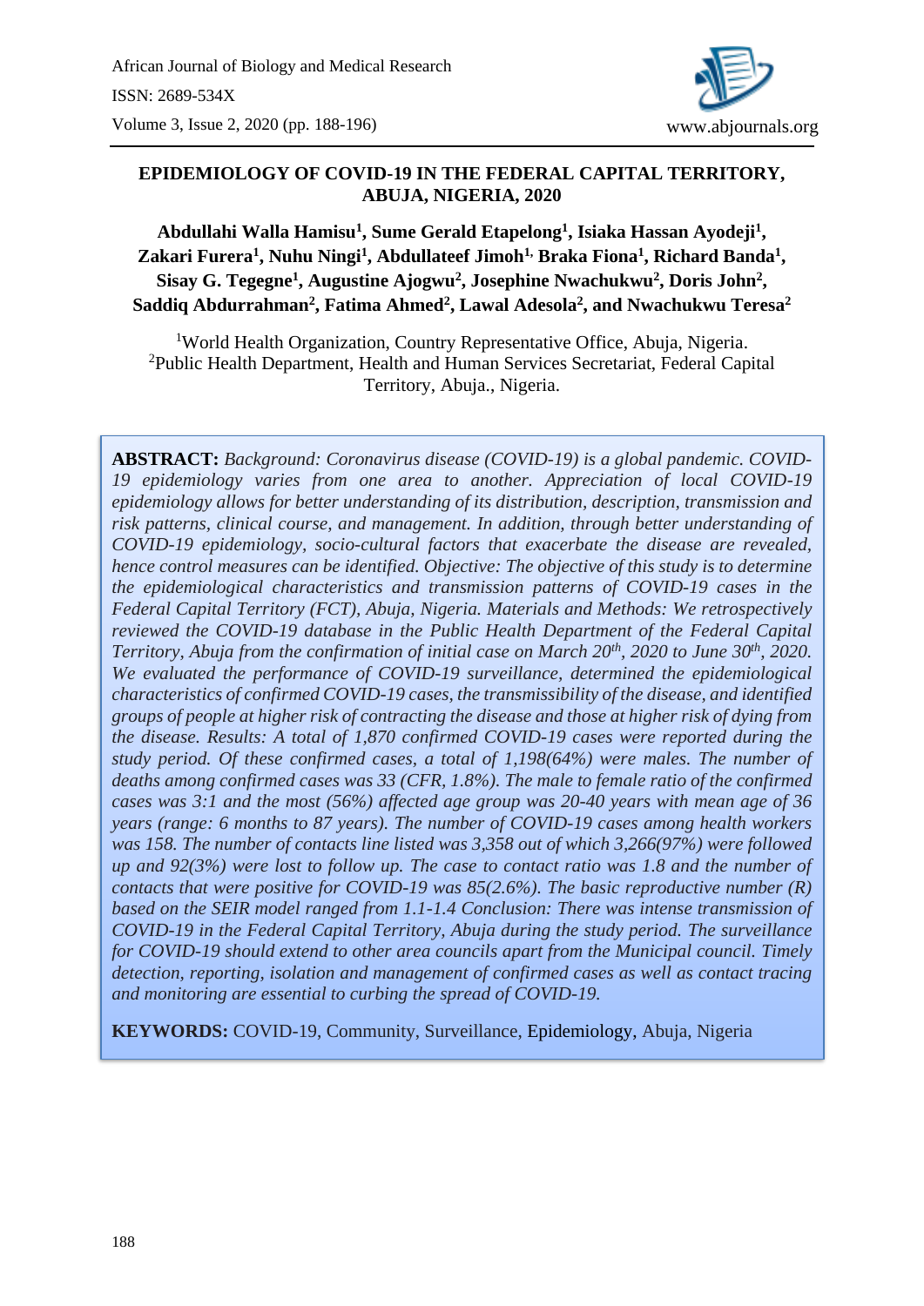# EPIDEMIOLOGY OF COVID-19 IN THE FEDERAL CAPITAL TERRITORY, ABUJA, NIGERIA, 2020

**Abdullahi Walla Hamisu[1], Sume Gerald Etapelong[1], Isiaka Hassan Ayodeji[1], Zakari Furera[1], Nuhu Ningi[1], Abdullateef Jimoh[1], Braka Fiona[1], Richard Banda[1], Sisay G. Tegegne[1], Augustine Ajogwu[2], Josephine Nwachukwu[2], Doris John[2], Saddiq Abdurrahman[2], Fatima Ahmed[2], Lawal Adesola[2], and Nwachukwu Teresa[2]**

[1]World Health Organization, Country Representative Office, Abuja, Nigeria.
[2]Public Health Department, Health and Human Services Secretariat, Federal Capital Territory, Abuja., Nigeria.

**ABSTRACT:** *Background: Coronavirus disease (COVID-19) is a global pandemic. COVID-19 epidemiology varies from one area to another. Appreciation of local COVID-19 epidemiology allows for better understanding of its distribution, description, transmission and risk patterns, clinical course, and management. In addition, through better understanding of COVID-19 epidemiology, socio-cultural factors that exacerbate the disease are revealed, hence control measures can be identified. Objective: The objective of this study is to determine the epidemiological characteristics and transmission patterns of COVID-19 cases in the Federal Capital Territory (FCT), Abuja, Nigeria. Materials and Methods: We retrospectively reviewed the COVID-19 database in the Public Health Department of the Federal Capital Territory, Abuja from the confirmation of initial case on March 20th, 2020 to June 30th, 2020. We evaluated the performance of COVID-19 surveillance, determined the epidemiological characteristics of confirmed COVID-19 cases, the transmissibility of the disease, and identified groups of people at higher risk of contracting the disease and those at higher risk of dying from the disease. Results: A total of 1,870 confirmed COVID-19 cases were reported during the study period. Of these confirmed cases, a total of 1,198(64%) were males. The number of deaths among confirmed cases was 33 (CFR, 1.8%). The male to female ratio of the confirmed cases was 3:1 and the most (56%) affected age group was 20-40 years with mean age of 36 years (range: 6 months to 87 years). The number of COVID-19 cases among health workers was 158. The number of contacts line listed was 3,358 out of which 3,266(97%) were followed up and 92(3%) were lost to follow up. The case to contact ratio was 1.8 and the number of contacts that were positive for COVID-19 was 85(2.6%). The basic reproductive number (R) based on the SEIR model ranged from 1.1-1.4 Conclusion: There was intense transmission of COVID-19 in the Federal Capital Territory, Abuja during the study period. The surveillance for COVID-19 should extend to other area councils apart from the Municipal council. Timely detection, reporting, isolation and management of confirmed cases as well as contact tracing and monitoring are essential to curbing the spread of COVID-19.*

**KEYWORDS:** COVID-19, Community, Surveillance, Epidemiology, Abuja, Nigeria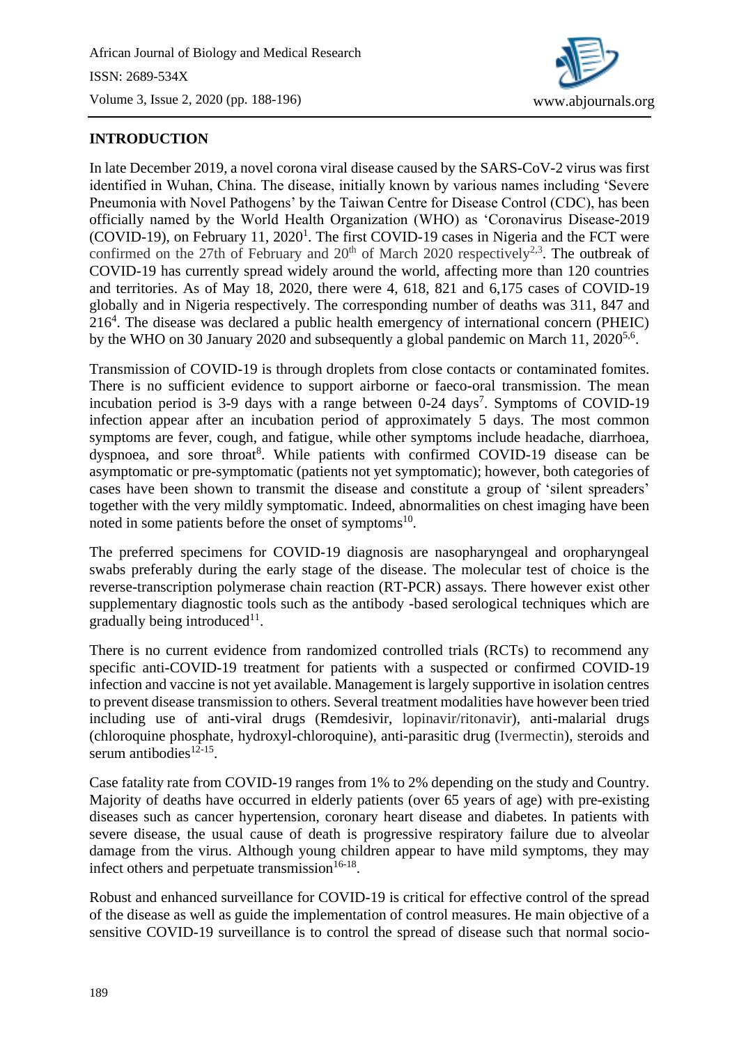## INTRODUCTION

In late December 2019, a novel corona viral disease caused by the SARS-CoV-2 virus was first identified in Wuhan, China. The disease, initially known by various names including 'Severe Pneumonia with Novel Pathogens' by the Taiwan Centre for Disease Control (CDC), has been officially named by the World Health Organization (WHO) as 'Coronavirus Disease-2019 (COVID-19), on February 11, 2020[1]. The first COVID-19 cases in Nigeria and the FCT were confirmed on the 27th of February and 20th of March 2020 respectively[2,3]. The outbreak of COVID-19 has currently spread widely around the world, affecting more than 120 countries and territories. As of May 18, 2020, there were 4, 618, 821 and 6,175 cases of COVID-19 globally and in Nigeria respectively. The corresponding number of deaths was 311, 847 and 216[4]. The disease was declared a public health emergency of international concern (PHEIC) by the WHO on 30 January 2020 and subsequently a global pandemic on March 11, 2020[5,6].

Transmission of COVID-19 is through droplets from close contacts or contaminated fomites. There is no sufficient evidence to support airborne or faeco-oral transmission. The mean incubation period is 3-9 days with a range between 0-24 days[7]. Symptoms of COVID-19 infection appear after an incubation period of approximately 5 days. The most common symptoms are fever, cough, and fatigue, while other symptoms include headache, diarrhoea, dyspnoea, and sore throat[8]. While patients with confirmed COVID-19 disease can be asymptomatic or pre-symptomatic (patients not yet symptomatic); however, both categories of cases have been shown to transmit the disease and constitute a group of 'silent spreaders' together with the very mildly symptomatic. Indeed, abnormalities on chest imaging have been noted in some patients before the onset of symptoms[10].

The preferred specimens for COVID-19 diagnosis are nasopharyngeal and oropharyngeal swabs preferably during the early stage of the disease. The molecular test of choice is the reverse-transcription polymerase chain reaction (RT-PCR) assays. There however exist other supplementary diagnostic tools such as the antibody -based serological techniques which are gradually being introduced[11].

There is no current evidence from randomized controlled trials (RCTs) to recommend any specific anti-COVID-19 treatment for patients with a suspected or confirmed COVID-19 infection and vaccine is not yet available. Management is largely supportive in isolation centres to prevent disease transmission to others. Several treatment modalities have however been tried including use of anti-viral drugs (Remdesivir, lopinavir/ritonavir), anti-malarial drugs (chloroquine phosphate, hydroxyl-chloroquine), anti-parasitic drug (Ivermectin), steroids and serum antibodies[12-15].

Case fatality rate from COVID-19 ranges from 1% to 2% depending on the study and Country. Majority of deaths have occurred in elderly patients (over 65 years of age) with pre-existing diseases such as cancer hypertension, coronary heart disease and diabetes. In patients with severe disease, the usual cause of death is progressive respiratory failure due to alveolar damage from the virus. Although young children appear to have mild symptoms, they may infect others and perpetuate transmission[16-18].

Robust and enhanced surveillance for COVID-19 is critical for effective control of the spread of the disease as well as guide the implementation of control measures. He main objective of a sensitive COVID-19 surveillance is to control the spread of disease such that normal socio-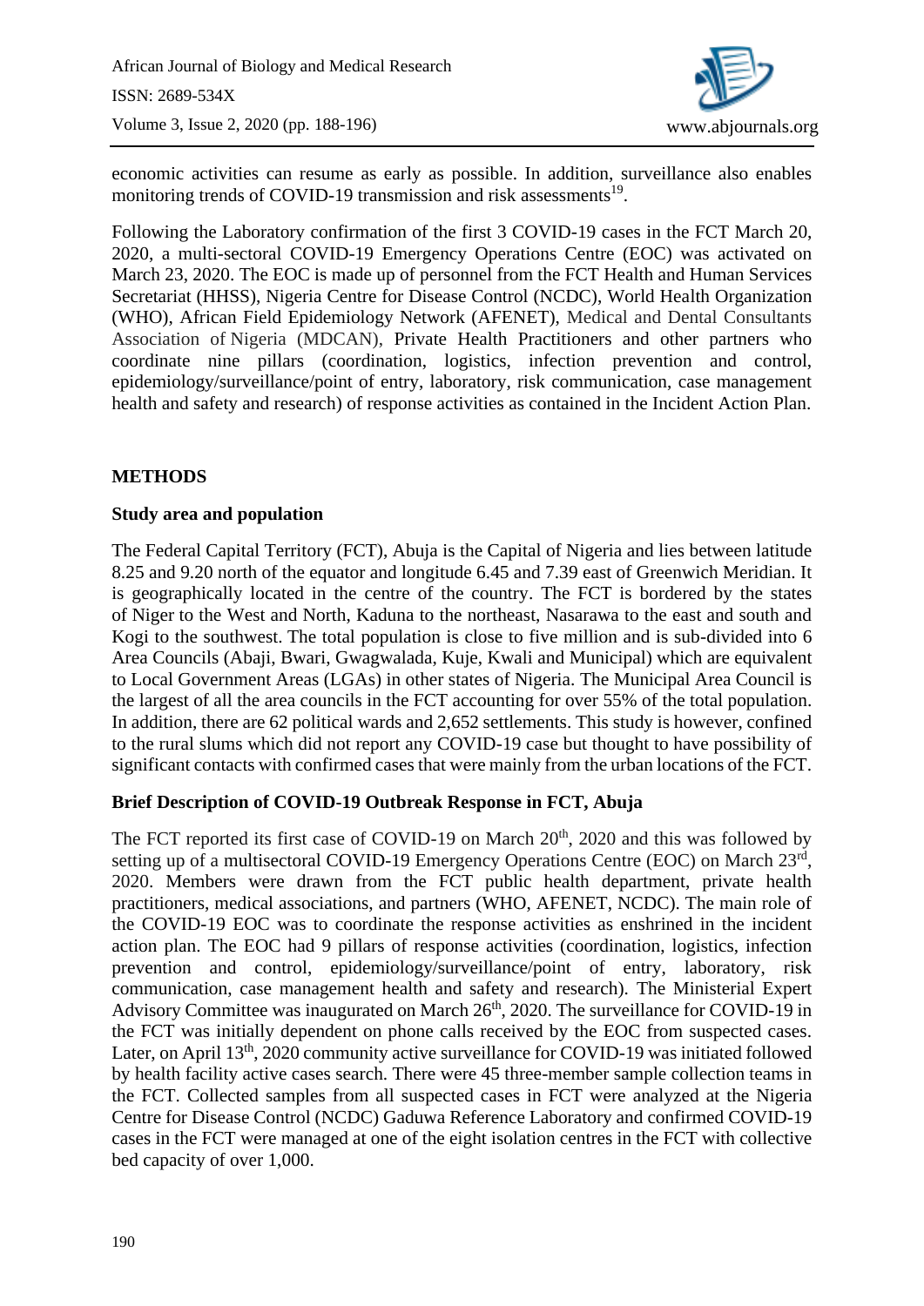economic activities can resume as early as possible. In addition, surveillance also enables monitoring trends of COVID-19 transmission and risk assessments[19].

Following the Laboratory confirmation of the first 3 COVID-19 cases in the FCT March 20, 2020, a multi-sectoral COVID-19 Emergency Operations Centre (EOC) was activated on March 23, 2020. The EOC is made up of personnel from the FCT Health and Human Services Secretariat (HHSS), Nigeria Centre for Disease Control (NCDC), World Health Organization (WHO), African Field Epidemiology Network (AFENET), Medical and Dental Consultants Association of Nigeria (MDCAN), Private Health Practitioners and other partners who coordinate nine pillars (coordination, logistics, infection prevention and control, epidemiology/surveillance/point of entry, laboratory, risk communication, case management health and safety and research) of response activities as contained in the Incident Action Plan.

## METHODS

### Study area and population

The Federal Capital Territory (FCT), Abuja is the Capital of Nigeria and lies between latitude 8.25 and 9.20 north of the equator and longitude 6.45 and 7.39 east of Greenwich Meridian. It is geographically located in the centre of the country. The FCT is bordered by the states of Niger to the West and North, Kaduna to the northeast, Nasarawa to the east and south and Kogi to the southwest. The total population is close to five million and is sub-divided into 6 Area Councils (Abaji, Bwari, Gwagwalada, Kuje, Kwali and Municipal) which are equivalent to Local Government Areas (LGAs) in other states of Nigeria. The Municipal Area Council is the largest of all the area councils in the FCT accounting for over 55% of the total population. In addition, there are 62 political wards and 2,652 settlements. This study is however, confined to the rural slums which did not report any COVID-19 case but thought to have possibility of significant contacts with confirmed cases that were mainly from the urban locations of the FCT.

### Brief Description of COVID-19 Outbreak Response in FCT, Abuja

The FCT reported its first case of COVID-19 on March 20th, 2020 and this was followed by setting up of a multisectoral COVID-19 Emergency Operations Centre (EOC) on March 23rd, 2020. Members were drawn from the FCT public health department, private health practitioners, medical associations, and partners (WHO, AFENET, NCDC). The main role of the COVID-19 EOC was to coordinate the response activities as enshrined in the incident action plan. The EOC had 9 pillars of response activities (coordination, logistics, infection prevention and control, epidemiology/surveillance/point of entry, laboratory, risk communication, case management health and safety and research). The Ministerial Expert Advisory Committee was inaugurated on March 26th, 2020. The surveillance for COVID-19 in the FCT was initially dependent on phone calls received by the EOC from suspected cases. Later, on April 13th, 2020 community active surveillance for COVID-19 was initiated followed by health facility active cases search. There were 45 three-member sample collection teams in the FCT. Collected samples from all suspected cases in FCT were analyzed at the Nigeria Centre for Disease Control (NCDC) Gaduwa Reference Laboratory and confirmed COVID-19 cases in the FCT were managed at one of the eight isolation centres in the FCT with collective bed capacity of over 1,000.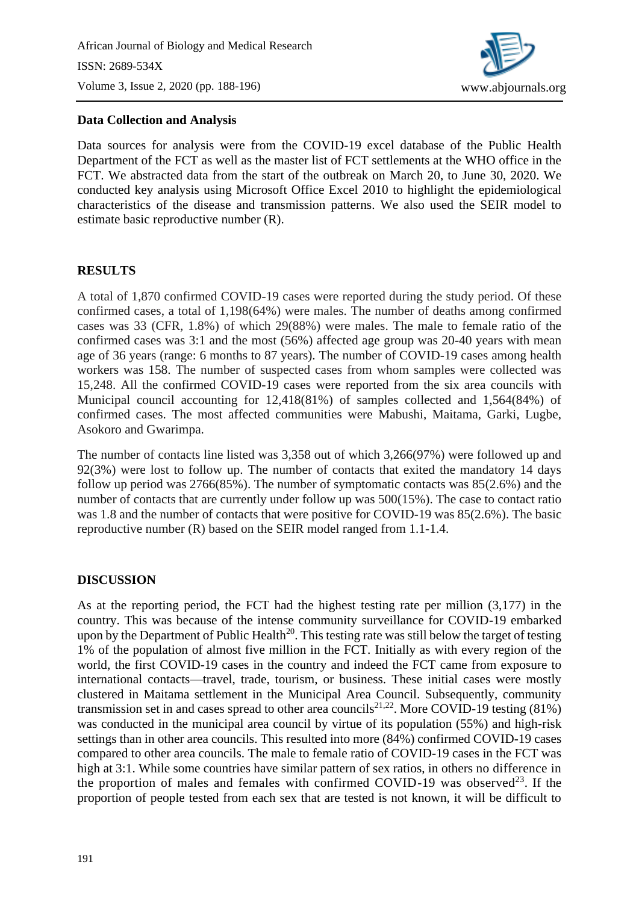### Data Collection and Analysis

Data sources for analysis were from the COVID-19 excel database of the Public Health Department of the FCT as well as the master list of FCT settlements at the WHO office in the FCT. We abstracted data from the start of the outbreak on March 20, to June 30, 2020. We conducted key analysis using Microsoft Office Excel 2010 to highlight the epidemiological characteristics of the disease and transmission patterns. We also used the SEIR model to estimate basic reproductive number (R).

## RESULTS

A total of 1,870 confirmed COVID-19 cases were reported during the study period. Of these confirmed cases, a total of 1,198(64%) were males. The number of deaths among confirmed cases was 33 (CFR, 1.8%) of which 29(88%) were males. The male to female ratio of the confirmed cases was 3:1 and the most (56%) affected age group was 20-40 years with mean age of 36 years (range: 6 months to 87 years). The number of COVID-19 cases among health workers was 158. The number of suspected cases from whom samples were collected was 15,248. All the confirmed COVID-19 cases were reported from the six area councils with Municipal council accounting for 12,418(81%) of samples collected and 1,564(84%) of confirmed cases. The most affected communities were Mabushi, Maitama, Garki, Lugbe, Asokoro and Gwarimpa.

The number of contacts line listed was 3,358 out of which 3,266(97%) were followed up and 92(3%) were lost to follow up. The number of contacts that exited the mandatory 14 days follow up period was 2766(85%). The number of symptomatic contacts was 85(2.6%) and the number of contacts that are currently under follow up was 500(15%). The case to contact ratio was 1.8 and the number of contacts that were positive for COVID-19 was 85(2.6%). The basic reproductive number (R) based on the SEIR model ranged from 1.1-1.4.

## DISCUSSION

As at the reporting period, the FCT had the highest testing rate per million (3,177) in the country. This was because of the intense community surveillance for COVID-19 embarked upon by the Department of Public Health[20]. This testing rate was still below the target of testing 1% of the population of almost five million in the FCT. Initially as with every region of the world, the first COVID-19 cases in the country and indeed the FCT came from exposure to international contacts—travel, trade, tourism, or business. These initial cases were mostly clustered in Maitama settlement in the Municipal Area Council. Subsequently, community transmission set in and cases spread to other area councils[21,22]. More COVID-19 testing (81%) was conducted in the municipal area council by virtue of its population (55%) and high-risk settings than in other area councils. This resulted into more (84%) confirmed COVID-19 cases compared to other area councils. The male to female ratio of COVID-19 cases in the FCT was high at 3:1. While some countries have similar pattern of sex ratios, in others no difference in the proportion of males and females with confirmed COVID-19 was observed[23]. If the proportion of people tested from each sex that are tested is not known, it will be difficult to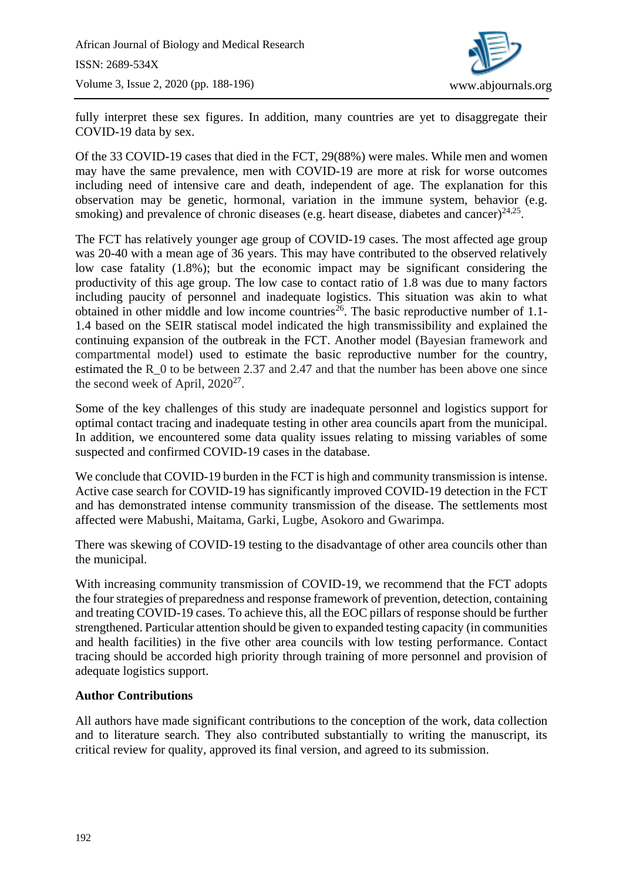fully interpret these sex figures. In addition, many countries are yet to disaggregate their COVID-19 data by sex.

Of the 33 COVID-19 cases that died in the FCT, 29(88%) were males. While men and women may have the same prevalence, men with COVID-19 are more at risk for worse outcomes including need of intensive care and death, independent of age. The explanation for this observation may be genetic, hormonal, variation in the immune system, behavior (e.g. smoking) and prevalence of chronic diseases (e.g. heart disease, diabetes and cancer)[24,25].

The FCT has relatively younger age group of COVID-19 cases. The most affected age group was 20-40 with a mean age of 36 years. This may have contributed to the observed relatively low case fatality (1.8%); but the economic impact may be significant considering the productivity of this age group. The low case to contact ratio of 1.8 was due to many factors including paucity of personnel and inadequate logistics. This situation was akin to what obtained in other middle and low income countries[26]. The basic reproductive number of 1.1-1.4 based on the SEIR statiscal model indicated the high transmissibility and explained the continuing expansion of the outbreak in the FCT. Another model (Bayesian framework and compartmental model) used to estimate the basic reproductive number for the country, estimated the R_0 to be between 2.37 and 2.47 and that the number has been above one since the second week of April, 2020[27].

Some of the key challenges of this study are inadequate personnel and logistics support for optimal contact tracing and inadequate testing in other area councils apart from the municipal. In addition, we encountered some data quality issues relating to missing variables of some suspected and confirmed COVID-19 cases in the database.

We conclude that COVID-19 burden in the FCT is high and community transmission is intense. Active case search for COVID-19 has significantly improved COVID-19 detection in the FCT and has demonstrated intense community transmission of the disease. The settlements most affected were Mabushi, Maitama, Garki, Lugbe, Asokoro and Gwarimpa.

There was skewing of COVID-19 testing to the disadvantage of other area councils other than the municipal.

With increasing community transmission of COVID-19, we recommend that the FCT adopts the four strategies of preparedness and response framework of prevention, detection, containing and treating COVID-19 cases. To achieve this, all the EOC pillars of response should be further strengthened. Particular attention should be given to expanded testing capacity (in communities and health facilities) in the five other area councils with low testing performance. Contact tracing should be accorded high priority through training of more personnel and provision of adequate logistics support.

**Author Contributions**

All authors have made significant contributions to the conception of the work, data collection and to literature search. They also contributed substantially to writing the manuscript, its critical review for quality, approved its final version, and agreed to its submission.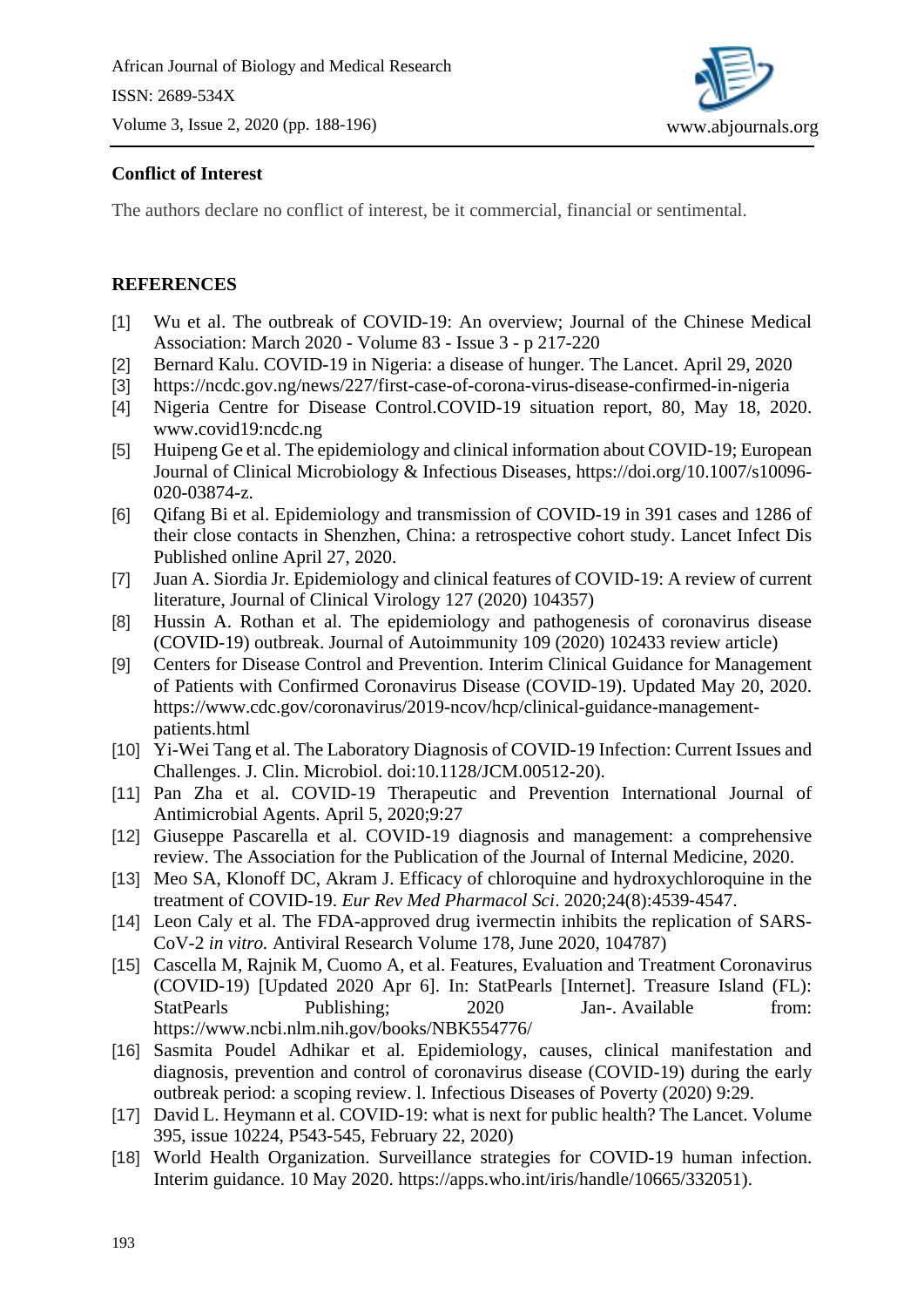## Conflict of Interest

The authors declare no conflict of interest, be it commercial, financial or sentimental.

## REFERENCES

[1] Wu et al. The outbreak of COVID-19: An overview; Journal of the Chinese Medical Association: March 2020 - Volume 83 - Issue 3 - p 217-220

[2] Bernard Kalu. COVID-19 in Nigeria: a disease of hunger. The Lancet. April 29, 2020

[3] https://ncdc.gov.ng/news/227/first-case-of-corona-virus-disease-confirmed-in-nigeria

[4] Nigeria Centre for Disease Control.COVID-19 situation report, 80, May 18, 2020. www.covid19:ncdc.ng

[5] Huipeng Ge et al. The epidemiology and clinical information about COVID-19; European Journal of Clinical Microbiology & Infectious Diseases, https://doi.org/10.1007/s10096-020-03874-z.

[6] Qifang Bi et al. Epidemiology and transmission of COVID-19 in 391 cases and 1286 of their close contacts in Shenzhen, China: a retrospective cohort study. Lancet Infect Dis Published online April 27, 2020.

[7] Juan A. Siordia Jr. Epidemiology and clinical features of COVID-19: A review of current literature, Journal of Clinical Virology 127 (2020) 104357)

[8] Hussin A. Rothan et al. The epidemiology and pathogenesis of coronavirus disease (COVID-19) outbreak. Journal of Autoimmunity 109 (2020) 102433 review article)

[9] Centers for Disease Control and Prevention. Interim Clinical Guidance for Management of Patients with Confirmed Coronavirus Disease (COVID-19). Updated May 20, 2020. https://www.cdc.gov/coronavirus/2019-ncov/hcp/clinical-guidance-management-patients.html

[10] Yi-Wei Tang et al. The Laboratory Diagnosis of COVID-19 Infection: Current Issues and Challenges. J. Clin. Microbiol. doi:10.1128/JCM.00512-20).

[11] Pan Zha et al. COVID-19 Therapeutic and Prevention International Journal of Antimicrobial Agents. April 5, 2020;9:27

[12] Giuseppe Pascarella et al. COVID-19 diagnosis and management: a comprehensive review. The Association for the Publication of the Journal of Internal Medicine, 2020.

[13] Meo SA, Klonoff DC, Akram J. Efficacy of chloroquine and hydroxychloroquine in the treatment of COVID-19. *Eur Rev Med Pharmacol Sci*. 2020;24(8):4539-4547.

[14] Leon Caly et al. The FDA-approved drug ivermectin inhibits the replication of SARS-CoV-2 *in vitro.* Antiviral Research Volume 178, June 2020, 104787)

[15] Cascella M, Rajnik M, Cuomo A, et al. Features, Evaluation and Treatment Coronavirus (COVID-19) [Updated 2020 Apr 6]. In: StatPearls [Internet]. Treasure Island (FL): StatPearls Publishing; 2020 Jan-. Available from: https://www.ncbi.nlm.nih.gov/books/NBK554776/

[16] Sasmita Poudel Adhikar et al. Epidemiology, causes, clinical manifestation and diagnosis, prevention and control of coronavirus disease (COVID-19) during the early outbreak period: a scoping review. l. Infectious Diseases of Poverty (2020) 9:29.

[17] David L. Heymann et al. COVID-19: what is next for public health? The Lancet. Volume 395, issue 10224, P543-545, February 22, 2020)

[18] World Health Organization. Surveillance strategies for COVID-19 human infection. Interim guidance. 10 May 2020. https://apps.who.int/iris/handle/10665/332051).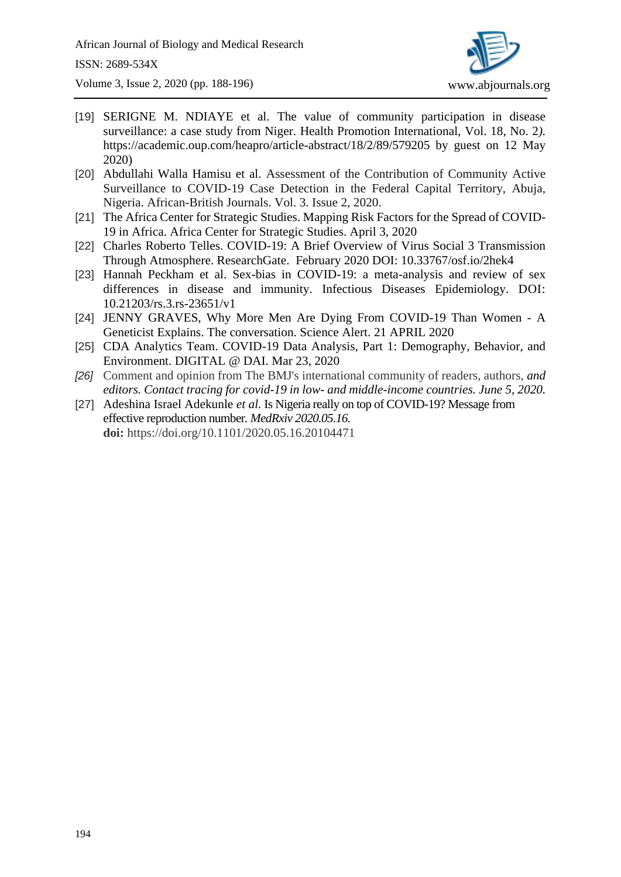[19] SERIGNE M. NDIAYE et al. The value of community participation in disease surveillance: a case study from Niger. Health Promotion International, Vol. 18, No. 2*)*. https://academic.oup.com/heapro/article-abstract/18/2/89/579205 by guest on 12 May 2020)

[20] Abdullahi Walla Hamisu et al. Assessment of the Contribution of Community Active Surveillance to COVID-19 Case Detection in the Federal Capital Territory, Abuja, Nigeria. African-British Journals. Vol. 3. Issue 2, 2020.

[21] The Africa Center for Strategic Studies. Mapping Risk Factors for the Spread of COVID-19 in Africa. Africa Center for Strategic Studies. April 3, 2020

[22] Charles Roberto Telles. COVID-19: A Brief Overview of Virus Social 3 Transmission Through Atmosphere. ResearchGate. February 2020 DOI: 10.33767/osf.io/2hek4

[23] Hannah Peckham et al. Sex-bias in COVID-19: a meta-analysis and review of sex differences in disease and immunity. Infectious Diseases Epidemiology. DOI: 10.21203/rs.3.rs-23651/v1

[24] JENNY GRAVES, Why More Men Are Dying From COVID-19 Than Women - A Geneticist Explains. The conversation. Science Alert. 21 APRIL 2020

[25] CDA Analytics Team. COVID-19 Data Analysis, Part 1: Demography, Behavior, and Environment. DIGITAL @ DAI. Mar 23, 2020

*[26]* Comment and opinion from The BMJ's international community of readers, authors, *and editors. Contact tracing for covid-19 in low- and middle-income countries. June 5, 2020.*

[27] Adeshina Israel Adekunle *et al*. Is Nigeria really on top of COVID-19? Message from effective reproduction number. *MedRxiv 2020.05.16.* **doi:** https://doi.org/10.1101/2020.05.16.20104471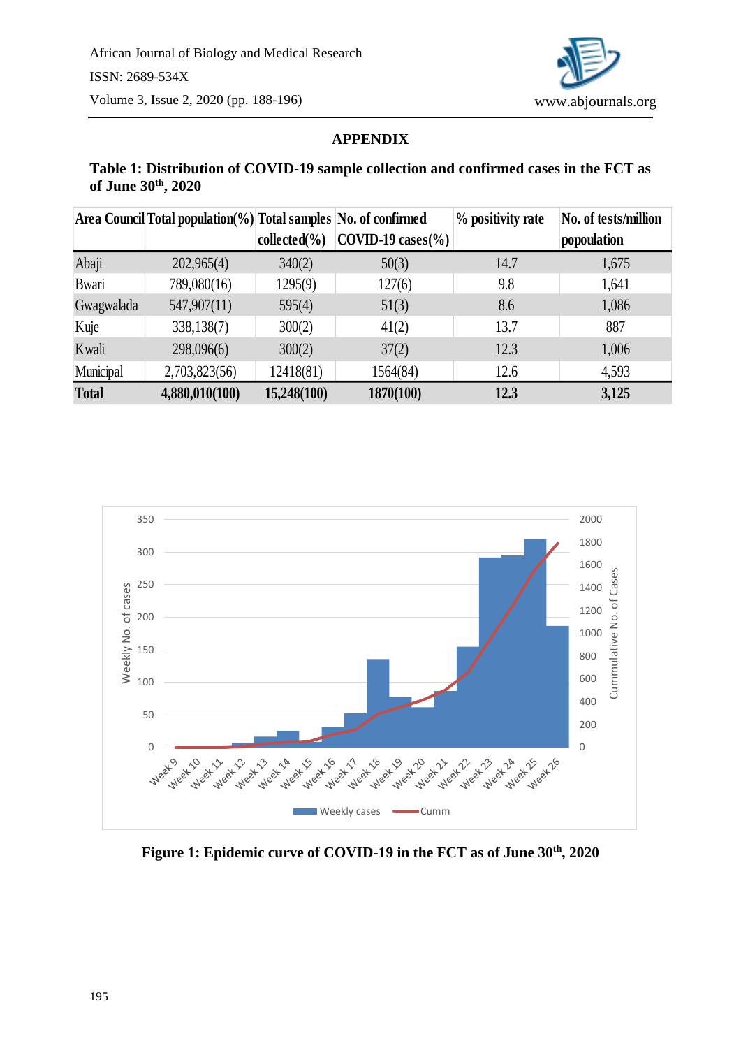## APPENDIX

**Table 1: Distribution of COVID-19 sample collection and confirmed cases in the FCT as of June 30th, 2020**

| Area Council | Total population(%) | Total samples collected(%) | No. of confirmed COVID-19 cases(%) | % positivity rate | No. of tests/million popoulation |
|---|---|---|---|---|---|
| Abaji | 202,965(4) | 340(2) | 50(3) | 14.7 | 1,675 |
| Bwari | 789,080(16) | 1295(9) | 127(6) | 9.8 | 1,641 |
| Gwagwalada | 547,907(11) | 595(4) | 51(3) | 8.6 | 1,086 |
| Kuje | 338,138(7) | 300(2) | 41(2) | 13.7 | 887 |
| Kwali | 298,096(6) | 300(2) | 37(2) | 12.3 | 1,006 |
| Municipal | 2,703,823(56) | 12418(81) | 1564(84) | 12.6 | 4,593 |
| **Total** | **4,880,010(100)** | **15,248(100)** | **1870(100)** | **12.3** | **3,125** |

**Figure 1: Epidemic curve of COVID-19 in the FCT as of June 30th, 2020**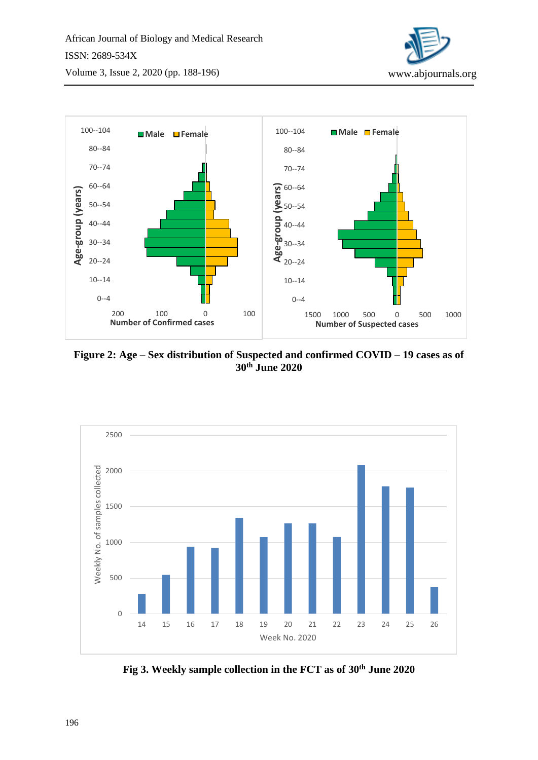100--104
80--84
70--74
60--64
50--54
40--44
30--34
20--24
10--14
0--4

Age-group (years)

Male Female

200 100 0 100

Number of Confirmed cases

100--104
80--84
70--74
60--64
50--54
40--44
30--34
20--24
10--14
0--4

Age-group (years)

Male Female

1500 1000 500 0 500 1000

Number of Suspected cases

**Figure 2: Age – Sex distribution of Suspected and confirmed COVID – 19 cases as of 30th June 2020**

2500
2000
1500
1000
500
0

Weekly No. of samples collected

14 15 16 17 18 19 20 21 22 23 24 25 26

Week No. 2020

**Fig 3. Weekly sample collection in the FCT as of 30th June 2020**